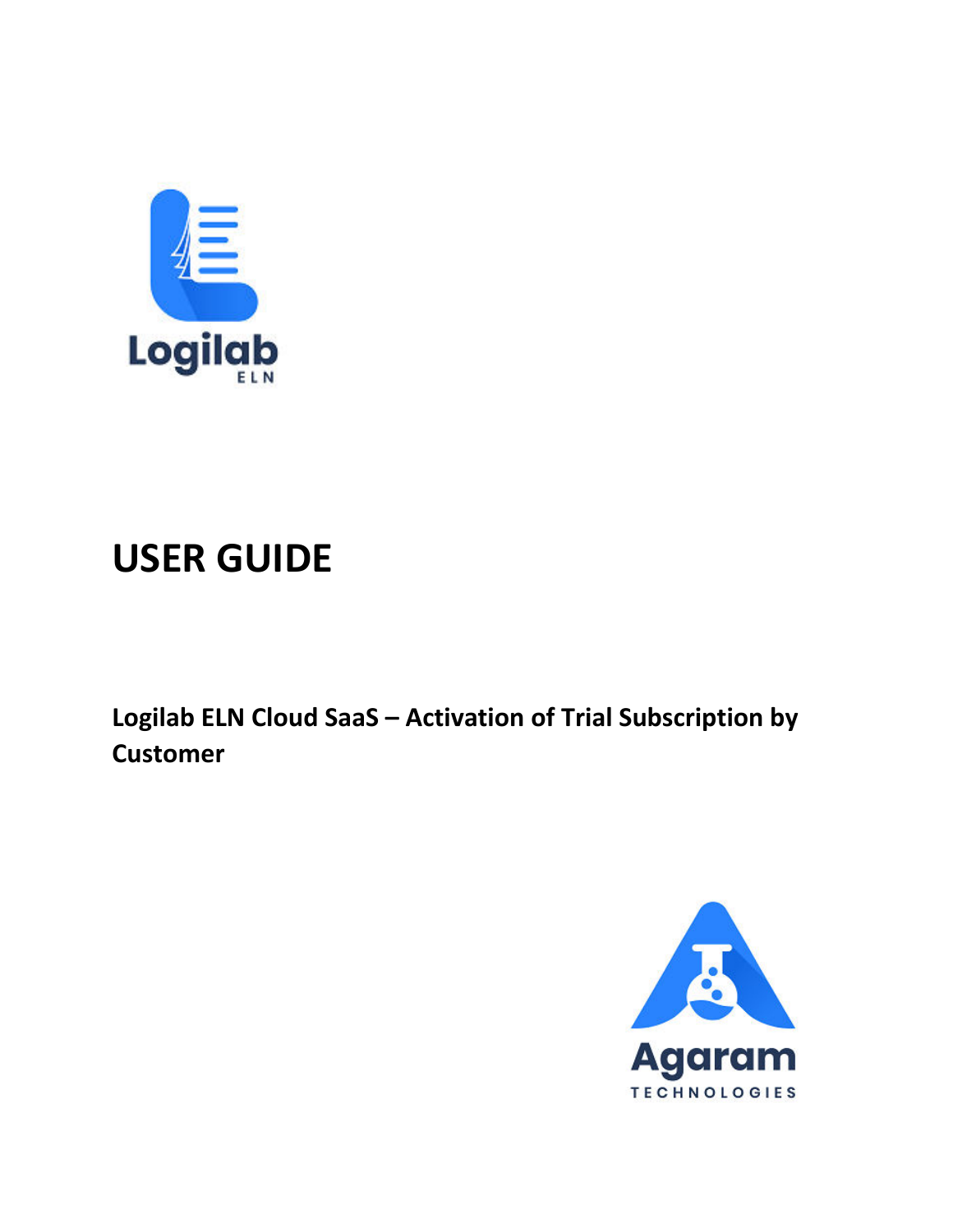Logilab

ELN

# USER GUIDE

**Logilab ELN Cloud SaaS – Activation of Trial Subscription by Customer**

Agaram

TECHNOLOGIES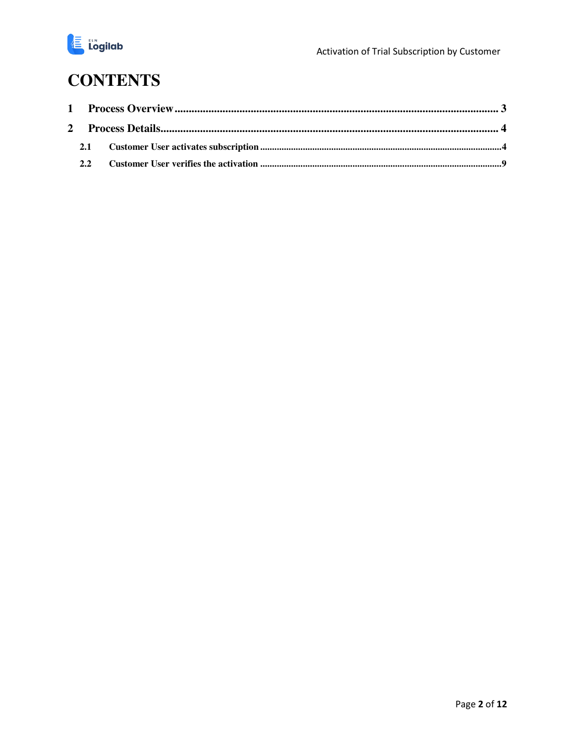# CONTENTS

1 Process Overview .......... 3

2 Process Details .......... 4

- 2.1 Customer User activates subscription .......... 4
- 2.2 Customer User verifies the activation .......... 9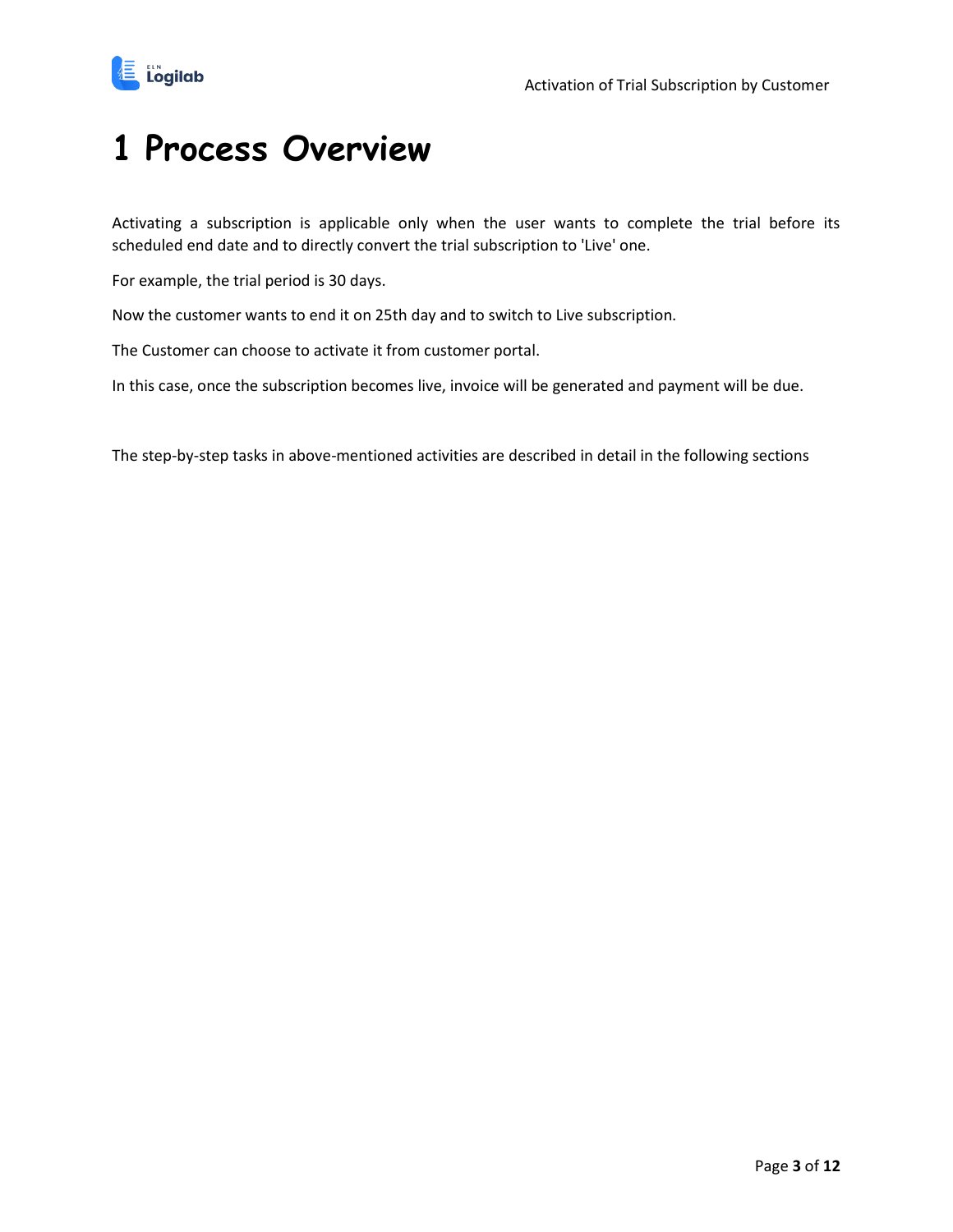# 1 Process Overview

Activating a subscription is applicable only when the user wants to complete the trial before its scheduled end date and to directly convert the trial subscription to 'Live' one.

For example, the trial period is 30 days.

Now the customer wants to end it on 25th day and to switch to Live subscription.

The Customer can choose to activate it from customer portal.

In this case, once the subscription becomes live, invoice will be generated and payment will be due.

The step-by-step tasks in above-mentioned activities are described in detail in the following sections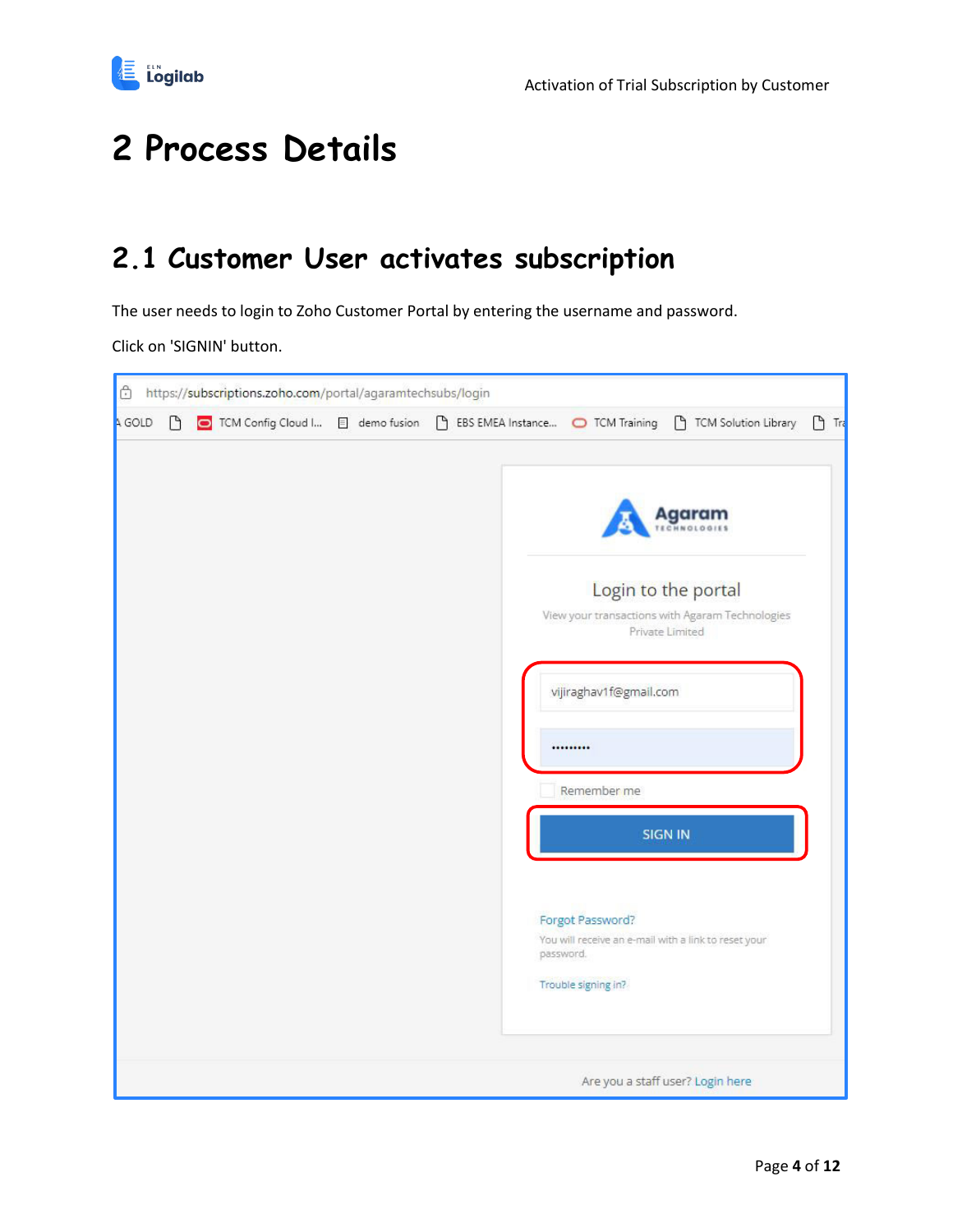# 2 Process Details

## 2.1 Customer User activates subscription

The user needs to login to Zoho Customer Portal by entering the username and password.

Click on 'SIGNIN' button.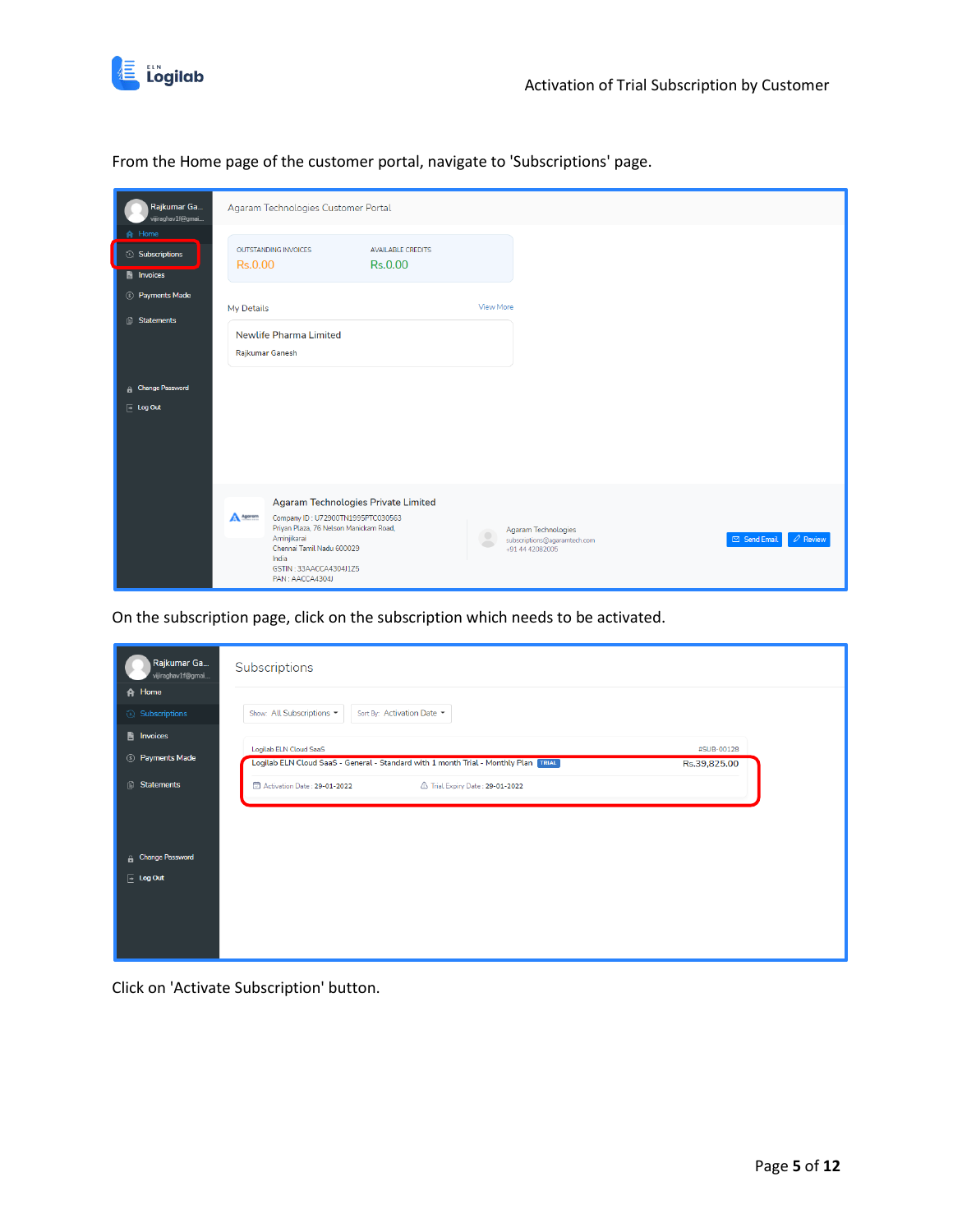From the Home page of the customer portal, navigate to 'Subscriptions' page.

On the subscription page, click on the subscription which needs to be activated.

Click on 'Activate Subscription' button.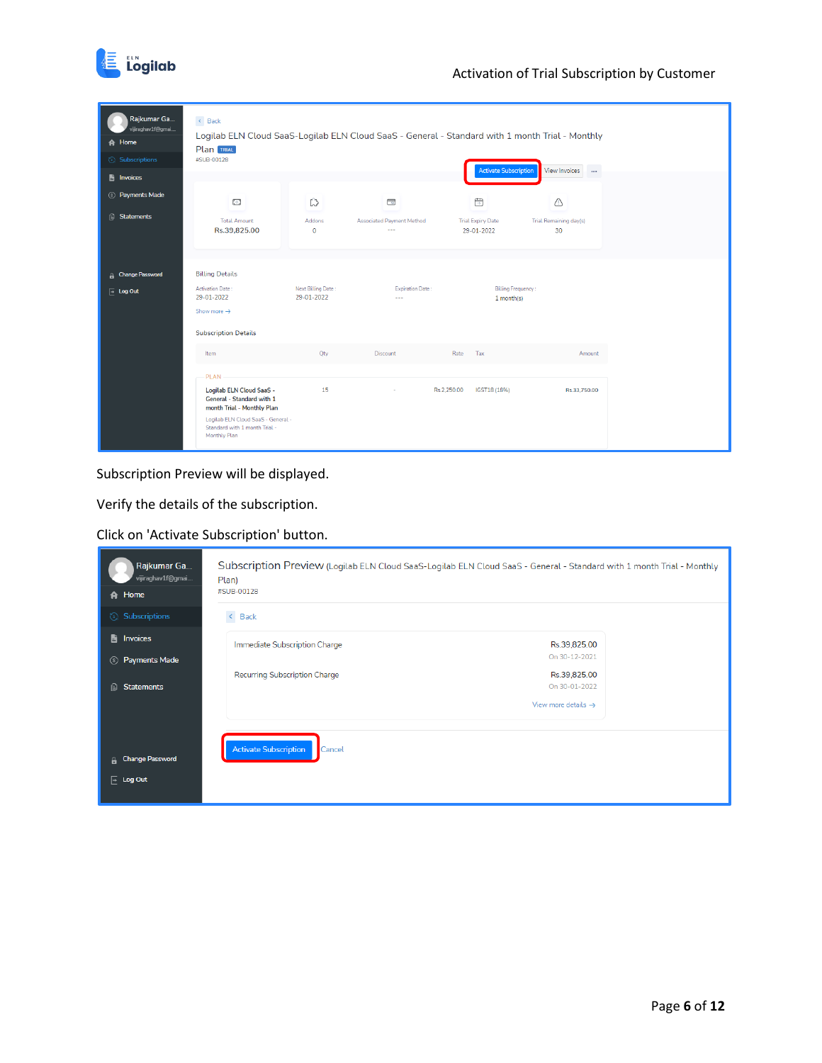Subscription Preview will be displayed.

Verify the details of the subscription.

Click on 'Activate Subscription' button.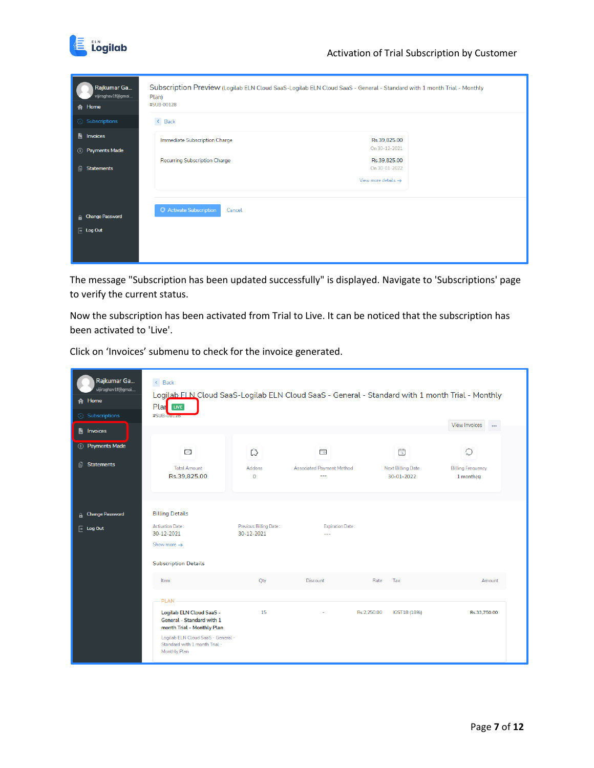The message "Subscription has been updated successfully" is displayed. Navigate to 'Subscriptions' page to verify the current status.

Now the subscription has been activated from Trial to Live. It can be noticed that the subscription has been activated to 'Live'.

Click on 'Invoices' submenu to check for the invoice generated.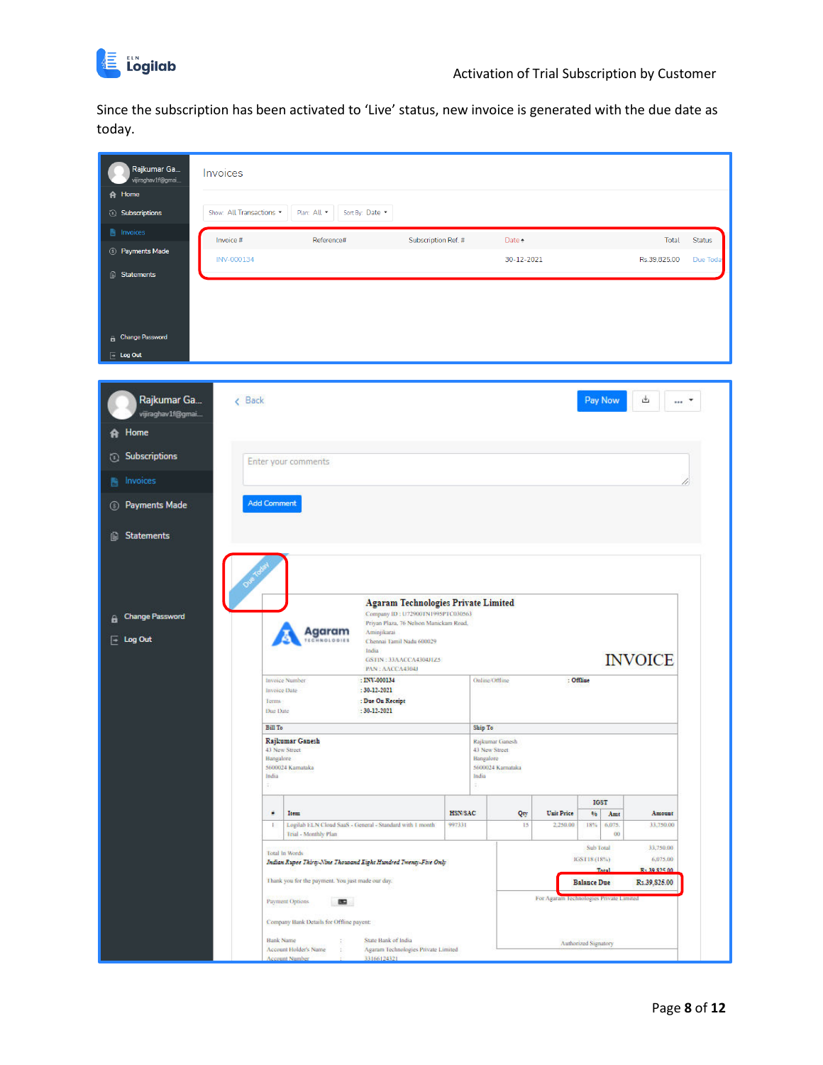Since the subscription has been activated to 'Live' status, new invoice is generated with the due date as today.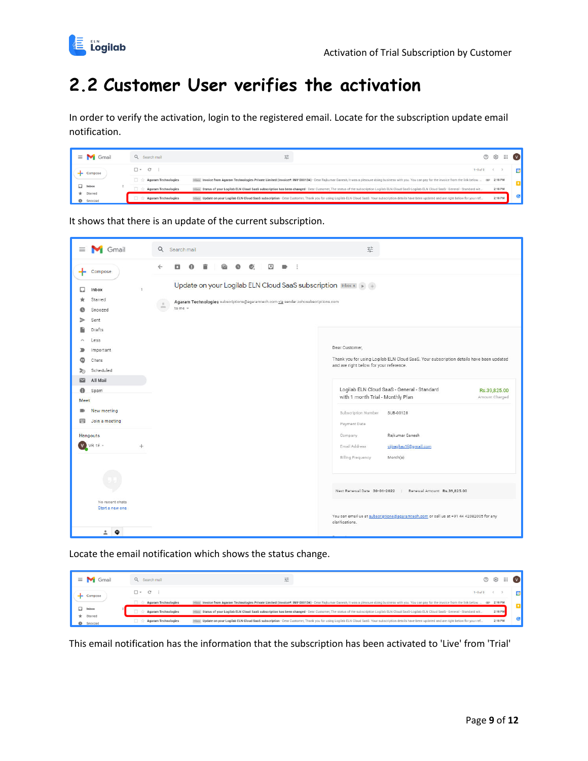## 2.2 Customer User verifies the activation

In order to verify the activation, login to the registered email. Locate for the subscription update email notification.

It shows that there is an update of the current subscription.

Locate the email notification which shows the status change.

This email notification has the information that the subscription has been activated to 'Live' from 'Trial'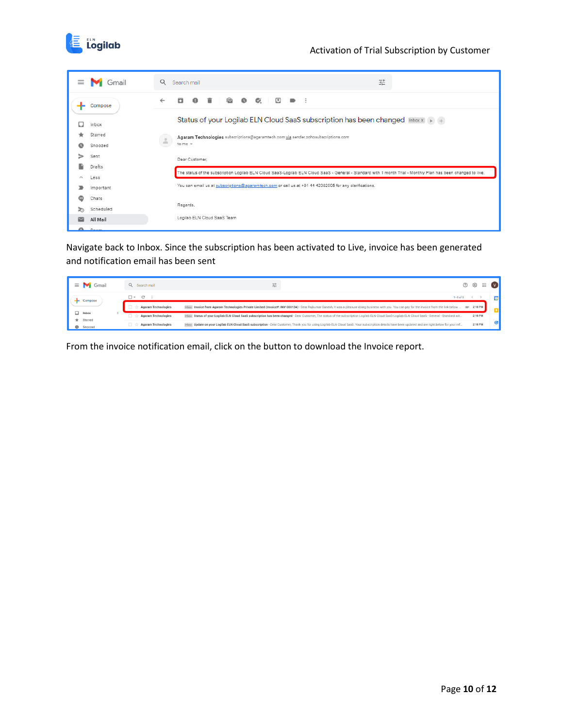Navigate back to Inbox. Since the subscription has been activated to Live, invoice has been generated and notification email has been sent

From the invoice notification email, click on the button to download the Invoice report.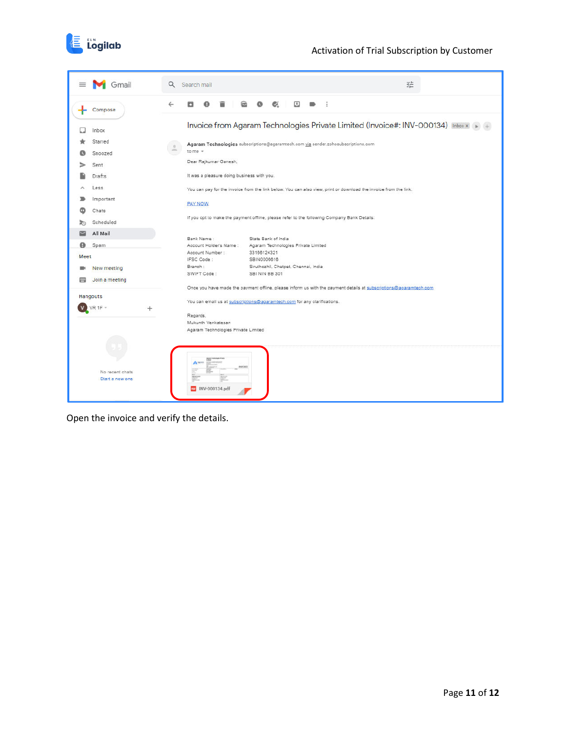Gmail

Search mail

Compose

- Inbox
- Starred
- Snoozed
- Sent
- Drafts
- Less
- Important
- Chats
- Scheduled
- All Mail
- Spam

Meet

- New meeting
- Join a meeting

Hangouts

VR 1F

No recent chats

Start a new one

Invoice from Agaram Technologies Private Limited (Invoice#: INV-000134) Inbox

**Agaram Technologies** subscriptions@agaramtech.com via sender.zohosubscriptions.com

to me

Dear Rajkumar Ganesh,

It was a pleasure doing business with you.

You can pay for the invoice from the link below. You can also view, print or download the invoice from the link.

PAY NOW

If you opt to make the payment offline, please refer to the following Company Bank Details.

| | |
|---|---|
| Bank Name : | State Bank of India |
| Account Holders Name : | Agaram Technologies Private Limited |
| Account Number : | 33196124321 |
| IFSC Code : | SBIN0006616 |
| Branch : | Siruthozhil, Chetpet, Chennai, India |
| SWIFT Code : | SBI NIN BB 301 |

Once you have made the payment offline, please inform us with the payment details at subscriptions@agaramtech.com

You can email us at subscriptions@agaramtech.com for any clarifications.

Regards,
Mukunth Venkatesan
Agaram Technologies Private Limited

INV-000134.pdf

Open the invoice and verify the details.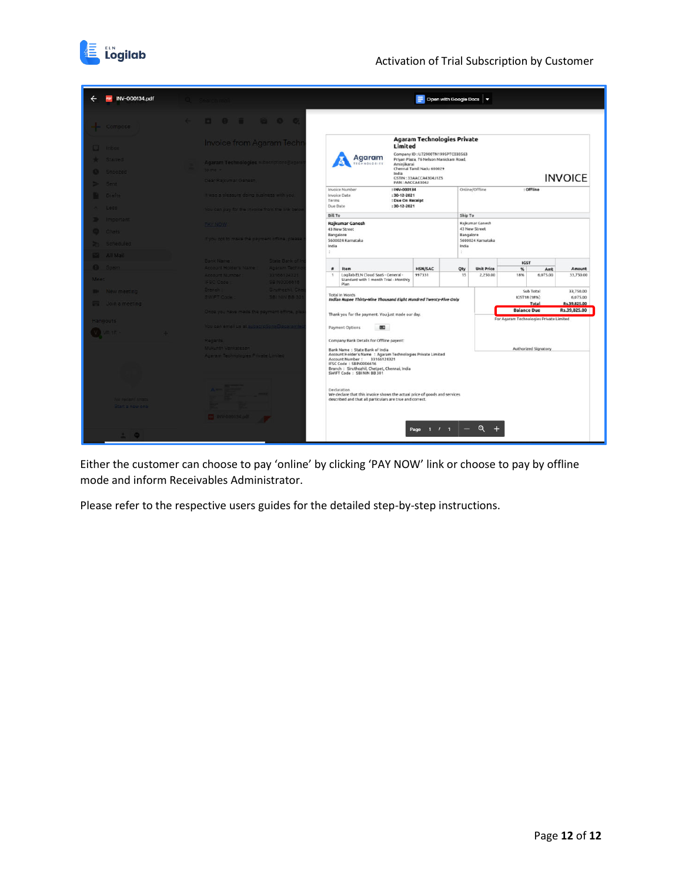Either the customer can choose to pay 'online' by clicking 'PAY NOW' link or choose to pay by offline mode and inform Receivables Administrator.

Please refer to the respective users guides for the detailed step-by-step instructions.